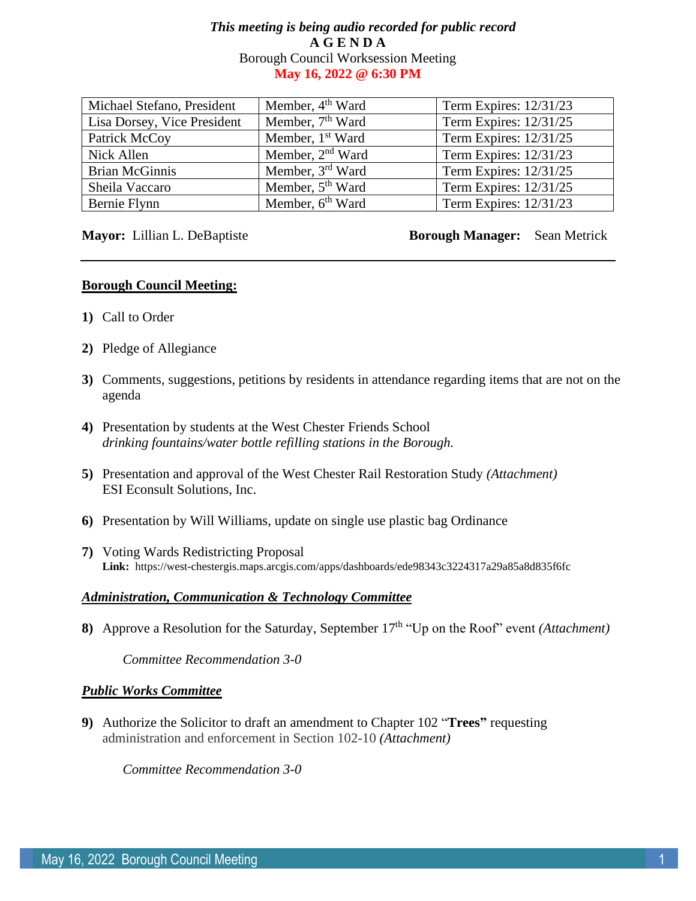*This meeting is being audio recorded for public record*

**A G E N D A**

Borough Council Worksession Meeting

**May 16, 2022 @ 6:30 PM**

| Michael Stefano, President | Member, 4th Ward | Term Expires: 12/31/23 |
|---|---|---|
| Lisa Dorsey, Vice President | Member, 7th Ward | Term Expires: 12/31/25 |
| Patrick McCoy | Member, 1st Ward | Term Expires: 12/31/25 |
| Nick Allen | Member, 2nd Ward | Term Expires: 12/31/23 |
| Brian McGinnis | Member, 3rd Ward | Term Expires: 12/31/25 |
| Sheila Vaccaro | Member, 5th Ward | Term Expires: 12/31/25 |
| Bernie Flynn | Member, 6th Ward | Term Expires: 12/31/23 |

**Mayor:** Lillian L. DeBaptiste **Borough Manager:** Sean Metrick

---

**Borough Council Meeting:**

**1)** Call to Order

**2)** Pledge of Allegiance

**3)** Comments, suggestions, petitions by residents in attendance regarding items that are not on the agenda

**4)** Presentation by students at the West Chester Friends School
*drinking fountains/water bottle refilling stations in the Borough.*

**5)** Presentation and approval of the West Chester Rail Restoration Study *(Attachment)*
ESI Econsult Solutions, Inc.

**6)** Presentation by Will Williams, update on single use plastic bag Ordinance

**7)** Voting Wards Redistricting Proposal
**Link:** https://west-chestergis.maps.arcgis.com/apps/dashboards/ede98343c3224317a29a85a8d835f6fc

***Administration, Communication & Technology Committee***

**8)** Approve a Resolution for the Saturday, September 17th "Up on the Roof" event *(Attachment)*

*Committee Recommendation 3-0*

***Public Works Committee***

**9)** Authorize the Solicitor to draft an amendment to Chapter 102 "**Trees**" requesting administration and enforcement in Section 102-10 *(Attachment)*

*Committee Recommendation 3-0*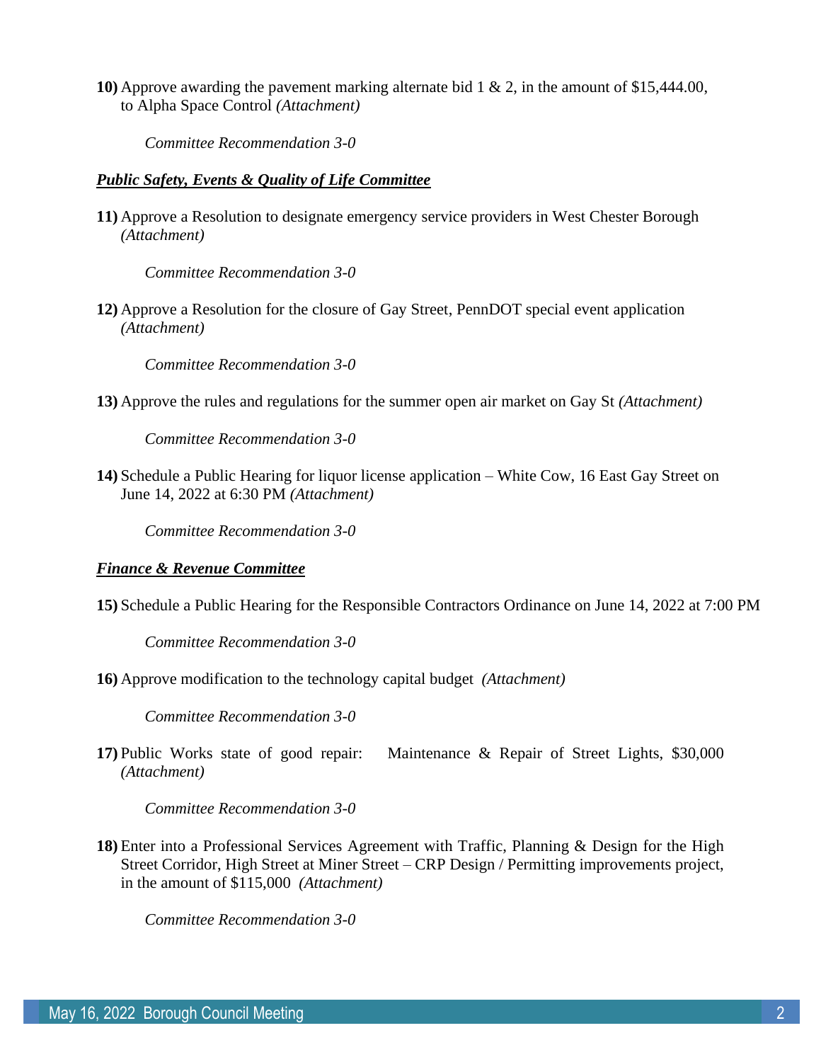**10)** Approve awarding the pavement marking alternate bid 1 & 2, in the amount of $15,444.00, to Alpha Space Control *(Attachment)*

*Committee Recommendation 3-0*

***Public Safety, Events & Quality of Life Committee***

**11)** Approve a Resolution to designate emergency service providers in West Chester Borough *(Attachment)*

*Committee Recommendation 3-0*

**12)** Approve a Resolution for the closure of Gay Street, PennDOT special event application *(Attachment)*

*Committee Recommendation 3-0*

**13)** Approve the rules and regulations for the summer open air market on Gay St *(Attachment)*

*Committee Recommendation 3-0*

**14)** Schedule a Public Hearing for liquor license application – White Cow, 16 East Gay Street on June 14, 2022 at 6:30 PM *(Attachment)*

*Committee Recommendation 3-0*

***Finance & Revenue Committee***

**15)** Schedule a Public Hearing for the Responsible Contractors Ordinance on June 14, 2022 at 7:00 PM

*Committee Recommendation 3-0*

**16)** Approve modification to the technology capital budget *(Attachment)*

*Committee Recommendation 3-0*

**17)** Public Works state of good repair: Maintenance & Repair of Street Lights, $30,000 *(Attachment)*

*Committee Recommendation 3-0*

**18)** Enter into a Professional Services Agreement with Traffic, Planning & Design for the High Street Corridor, High Street at Miner Street – CRP Design / Permitting improvements project, in the amount of $115,000 *(Attachment)*

*Committee Recommendation 3-0*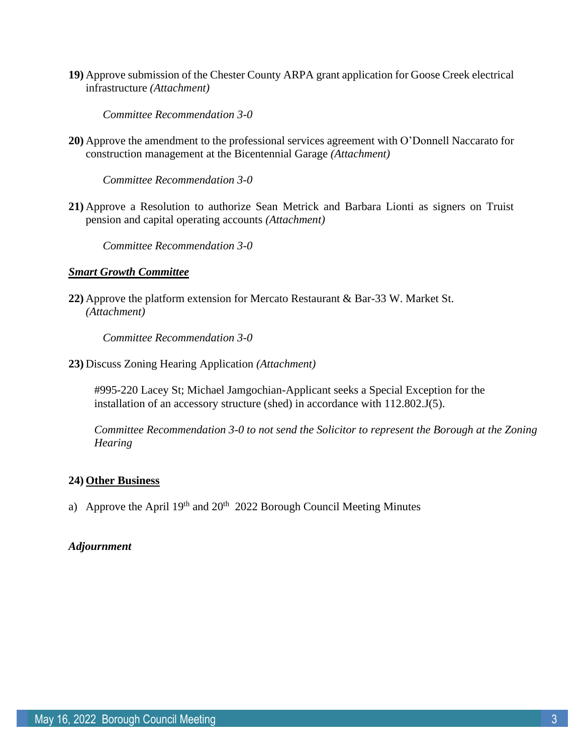**19)** Approve submission of the Chester County ARPA grant application for Goose Creek electrical infrastructure *(Attachment)*

*Committee Recommendation 3-0*

**20)** Approve the amendment to the professional services agreement with O'Donnell Naccarato for construction management at the Bicentennial Garage *(Attachment)*

*Committee Recommendation 3-0*

**21)** Approve a Resolution to authorize Sean Metrick and Barbara Lionti as signers on Truist pension and capital operating accounts *(Attachment)*

*Committee Recommendation 3-0*

***Smart Growth Committee***

**22)** Approve the platform extension for Mercato Restaurant & Bar-33 W. Market St. *(Attachment)*

*Committee Recommendation 3-0*

**23)** Discuss Zoning Hearing Application *(Attachment)*

#995-220 Lacey St; Michael Jamgochian-Applicant seeks a Special Exception for the installation of an accessory structure (shed) in accordance with 112.802.J(5).

*Committee Recommendation 3-0 to not send the Solicitor to represent the Borough at the Zoning Hearing*

**24) Other Business**

a) Approve the April 19th and 20th 2022 Borough Council Meeting Minutes

***Adjournment***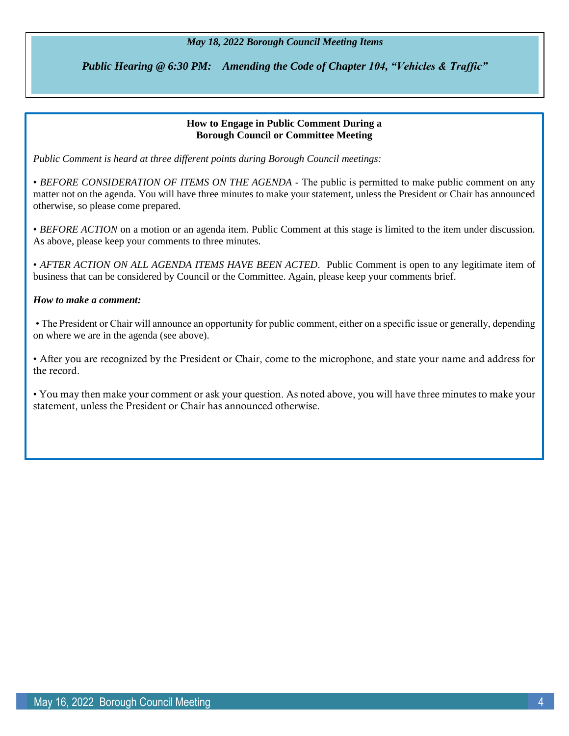***May 18, 2022 Borough Council Meeting Items***

***Public Hearing @ 6:30 PM: Amending the Code of Chapter 104, "Vehicles & Traffic"***

**How to Engage in Public Comment During a Borough Council or Committee Meeting**

*Public Comment is heard at three different points during Borough Council meetings:*

• *BEFORE CONSIDERATION OF ITEMS ON THE AGENDA* - The public is permitted to make public comment on any matter not on the agenda. You will have three minutes to make your statement, unless the President or Chair has announced otherwise, so please come prepared.

• *BEFORE ACTION* on a motion or an agenda item. Public Comment at this stage is limited to the item under discussion. As above, please keep your comments to three minutes.

• *AFTER ACTION ON ALL AGENDA ITEMS HAVE BEEN ACTED.* Public Comment is open to any legitimate item of business that can be considered by Council or the Committee. Again, please keep your comments brief.

***How to make a comment:***

• The President or Chair will announce an opportunity for public comment, either on a specific issue or generally, depending on where we are in the agenda (see above).

• After you are recognized by the President or Chair, come to the microphone, and state your name and address for the record.

• You may then make your comment or ask your question. As noted above, you will have three minutes to make your statement, unless the President or Chair has announced otherwise.